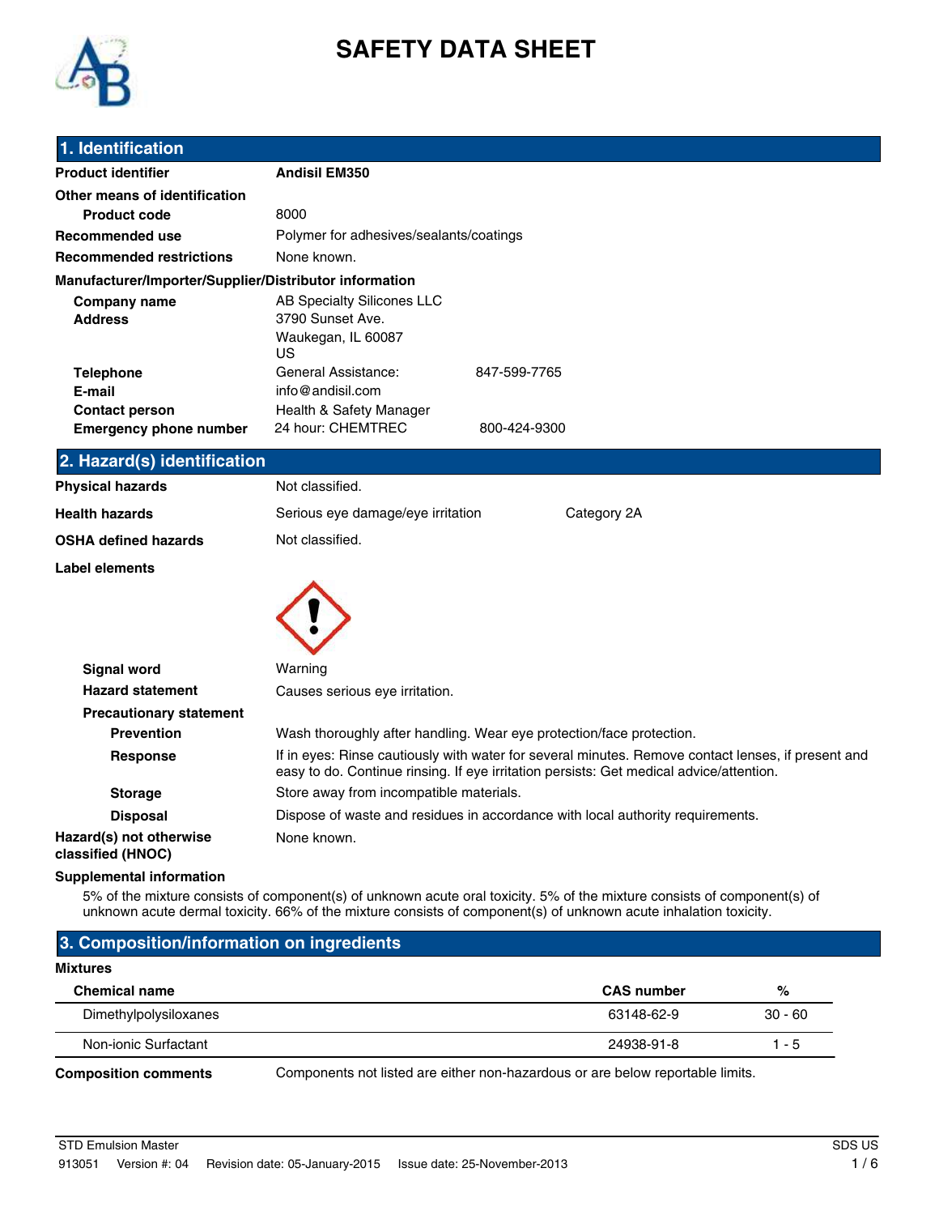# SAFETY DATA SHEET

## 1. Identification

**Product identifier** Andisil EM350

**Other means of identification**

**Product code** 8000

**Recommended use** Polymer for adhesives/sealants/coatings

**Recommended restrictions** None known.

**Manufacturer/Importer/Supplier/Distributor information**

**Company name** AB Specialty Silicones LLC

**Address** 3790 Sunset Ave.
Waukegan, IL 60087
US

**Telephone** General Assistance: 847-599-7765

**E-mail** info@andisil.com

**Contact person** Health & Safety Manager

**Emergency phone number** 24 hour: CHEMTREC 800-424-9300

## 2. Hazard(s) identification

**Physical hazards** Not classified.

**Health hazards** Serious eye damage/eye irritation Category 2A

**OSHA defined hazards** Not classified.

**Label elements**

**Signal word** Warning

**Hazard statement** Causes serious eye irritation.

**Precautionary statement**

**Prevention** Wash thoroughly after handling. Wear eye protection/face protection.

**Response** If in eyes: Rinse cautiously with water for several minutes. Remove contact lenses, if present and easy to do. Continue rinsing. If eye irritation persists: Get medical advice/attention.

**Storage** Store away from incompatible materials.

**Disposal** Dispose of waste and residues in accordance with local authority requirements.

**Hazard(s) not otherwise classified (HNOC)** None known.

**Supplemental information**

5% of the mixture consists of component(s) of unknown acute oral toxicity. 5% of the mixture consists of component(s) of unknown acute dermal toxicity. 66% of the mixture consists of component(s) of unknown acute inhalation toxicity.

## 3. Composition/information on ingredients

**Mixtures**

| Chemical name | CAS number | % |
|---|---|---|
| Dimethylpolysiloxanes | 63148-62-9 | 30 - 60 |
| Non-ionic Surfactant | 24938-91-8 | 1 - 5 |

**Composition comments** Components not listed are either non-hazardous or are below reportable limits.

STD Emulsion Master
913051 Version #: 04 Revision date: 05-January-2015 Issue date: 25-November-2013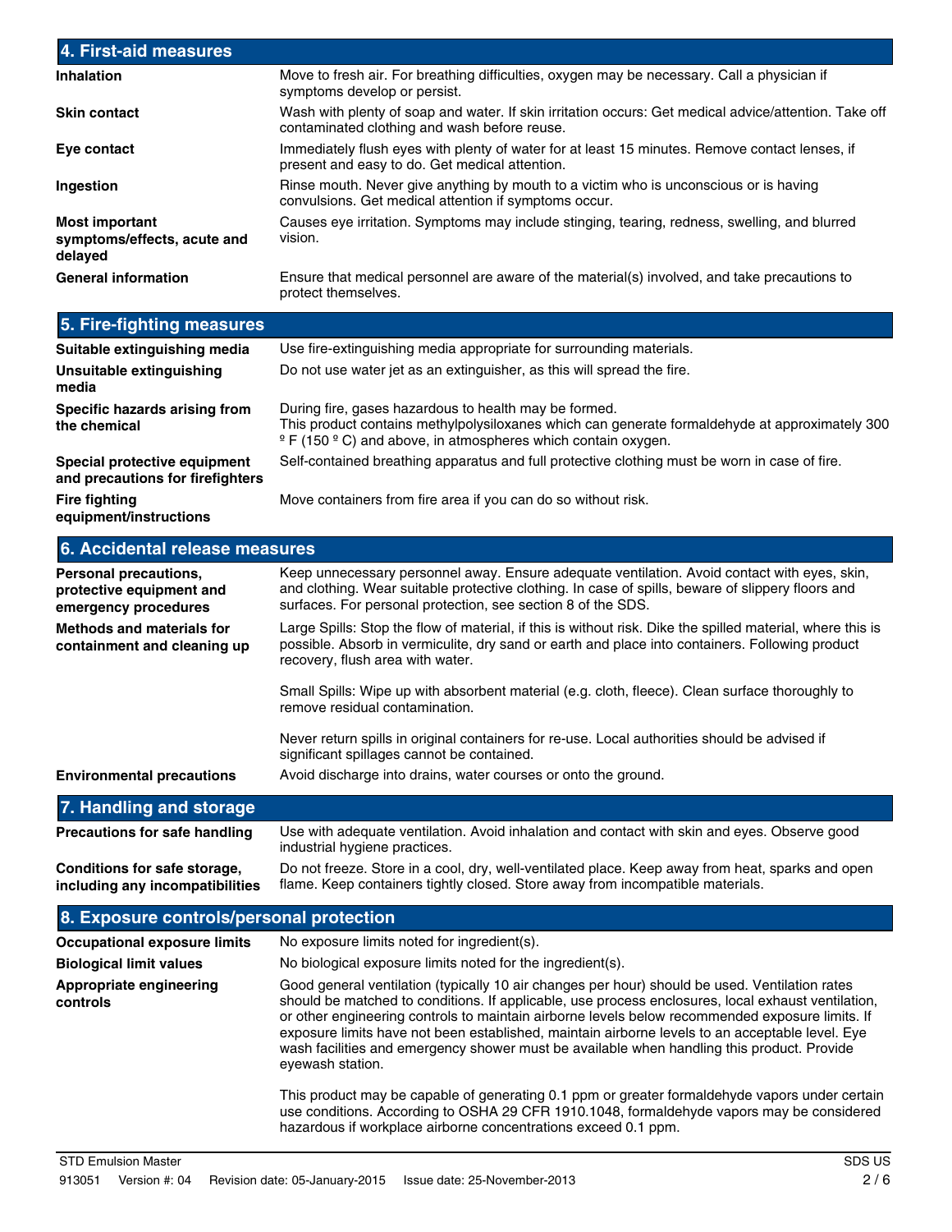## 4. First-aid measures

**Inhalation**
Move to fresh air. For breathing difficulties, oxygen may be necessary. Call a physician if symptoms develop or persist.

**Skin contact**
Wash with plenty of soap and water. If skin irritation occurs: Get medical advice/attention. Take off contaminated clothing and wash before reuse.

**Eye contact**
Immediately flush eyes with plenty of water for at least 15 minutes. Remove contact lenses, if present and easy to do. Get medical attention.

**Ingestion**
Rinse mouth. Never give anything by mouth to a victim who is unconscious or is having convulsions. Get medical attention if symptoms occur.

**Most important symptoms/effects, acute and delayed**
Causes eye irritation. Symptoms may include stinging, tearing, redness, swelling, and blurred vision.

**General information**
Ensure that medical personnel are aware of the material(s) involved, and take precautions to protect themselves.

## 5. Fire-fighting measures

**Suitable extinguishing media**
Use fire-extinguishing media appropriate for surrounding materials.

**Unsuitable extinguishing media**
Do not use water jet as an extinguisher, as this will spread the fire.

**Specific hazards arising from the chemical**
During fire, gases hazardous to health may be formed.
This product contains methylpolysiloxanes which can generate formaldehyde at approximately 300 º F (150 º C) and above, in atmospheres which contain oxygen.

**Special protective equipment and precautions for firefighters**
Self-contained breathing apparatus and full protective clothing must be worn in case of fire.

**Fire fighting equipment/instructions**
Move containers from fire area if you can do so without risk.

## 6. Accidental release measures

**Personal precautions, protective equipment and emergency procedures**
Keep unnecessary personnel away. Ensure adequate ventilation. Avoid contact with eyes, skin, and clothing. Wear suitable protective clothing. In case of spills, beware of slippery floors and surfaces. For personal protection, see section 8 of the SDS.

**Methods and materials for containment and cleaning up**
Large Spills: Stop the flow of material, if this is without risk. Dike the spilled material, where this is possible. Absorb in vermiculite, dry sand or earth and place into containers. Following product recovery, flush area with water.

Small Spills: Wipe up with absorbent material (e.g. cloth, fleece). Clean surface thoroughly to remove residual contamination.

Never return spills in original containers for re-use. Local authorities should be advised if significant spillages cannot be contained.

**Environmental precautions**
Avoid discharge into drains, water courses or onto the ground.

## 7. Handling and storage

**Precautions for safe handling**
Use with adequate ventilation. Avoid inhalation and contact with skin and eyes. Observe good industrial hygiene practices.

**Conditions for safe storage, including any incompatibilities**
Do not freeze. Store in a cool, dry, well-ventilated place. Keep away from heat, sparks and open flame. Keep containers tightly closed. Store away from incompatible materials.

## 8. Exposure controls/personal protection

**Occupational exposure limits**
No exposure limits noted for ingredient(s).

**Biological limit values**
No biological exposure limits noted for the ingredient(s).

**Appropriate engineering controls**
Good general ventilation (typically 10 air changes per hour) should be used. Ventilation rates should be matched to conditions. If applicable, use process enclosures, local exhaust ventilation, or other engineering controls to maintain airborne levels below recommended exposure limits. If exposure limits have not been established, maintain airborne levels to an acceptable level. Eye wash facilities and emergency shower must be available when handling this product. Provide eyewash station.

This product may be capable of generating 0.1 ppm or greater formaldehyde vapors under certain use conditions. According to OSHA 29 CFR 1910.1048, formaldehyde vapors may be considered hazardous if workplace airborne concentrations exceed 0.1 ppm.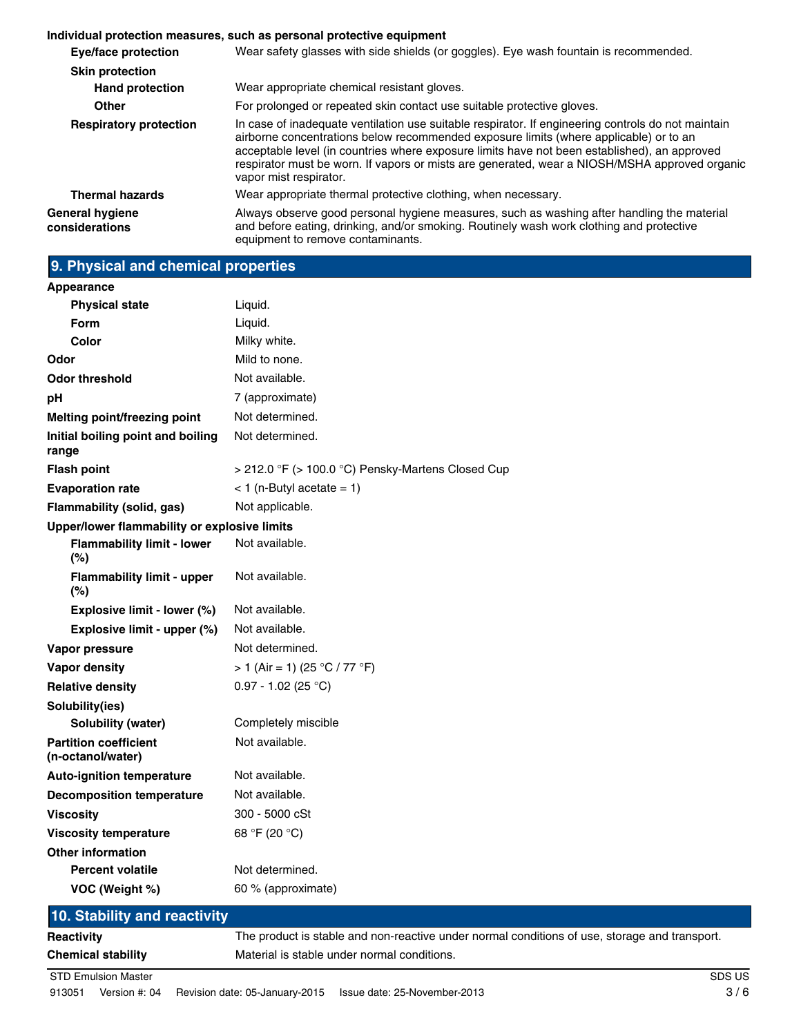**Individual protection measures, such as personal protective equipment**

| | |
|---|---|
| **Eye/face protection** | Wear safety glasses with side shields (or goggles). Eye wash fountain is recommended. |
| **Skin protection** | |
| **Hand protection** | Wear appropriate chemical resistant gloves. |
| **Other** | For prolonged or repeated skin contact use suitable protective gloves. |
| **Respiratory protection** | In case of inadequate ventilation use suitable respirator. If engineering controls do not maintain airborne concentrations below recommended exposure limits (where applicable) or to an acceptable level (in countries where exposure limits have not been established), an approved respirator must be worn. If vapors or mists are generated, wear a NIOSH/MSHA approved organic vapor mist respirator. |
| **Thermal hazards** | Wear appropriate thermal protective clothing, when necessary. |
| **General hygiene considerations** | Always observe good personal hygiene measures, such as washing after handling the material and before eating, drinking, and/or smoking. Routinely wash work clothing and protective equipment to remove contaminants. |

## 9. Physical and chemical properties

| | |
|---|---|
| **Appearance** | |
| **Physical state** | Liquid. |
| **Form** | Liquid. |
| **Color** | Milky white. |
| **Odor** | Mild to none. |
| **Odor threshold** | Not available. |
| **pH** | 7 (approximate) |
| **Melting point/freezing point** | Not determined. |
| **Initial boiling point and boiling range** | Not determined. |
| **Flash point** | > 212.0 °F (> 100.0 °C) Pensky-Martens Closed Cup |
| **Evaporation rate** | < 1 (n-Butyl acetate = 1) |
| **Flammability (solid, gas)** | Not applicable. |
| **Upper/lower flammability or explosive limits** | |
| **Flammability limit - lower (%)** | Not available. |
| **Flammability limit - upper (%)** | Not available. |
| **Explosive limit - lower (%)** | Not available. |
| **Explosive limit - upper (%)** | Not available. |
| **Vapor pressure** | Not determined. |
| **Vapor density** | > 1 (Air = 1) (25 °C / 77 °F) |
| **Relative density** | 0.97 - 1.02 (25 °C) |
| **Solubility(ies)** | |
| **Solubility (water)** | Completely miscible |
| **Partition coefficient (n-octanol/water)** | Not available. |
| **Auto-ignition temperature** | Not available. |
| **Decomposition temperature** | Not available. |
| **Viscosity** | 300 - 5000 cSt |
| **Viscosity temperature** | 68 °F (20 °C) |
| **Other information** | |
| **Percent volatile** | Not determined. |
| **VOC (Weight %)** | 60 % (approximate) |

## 10. Stability and reactivity

| | |
|---|---|
| **Reactivity** | The product is stable and non-reactive under normal conditions of use, storage and transport. |
| **Chemical stability** | Material is stable under normal conditions. |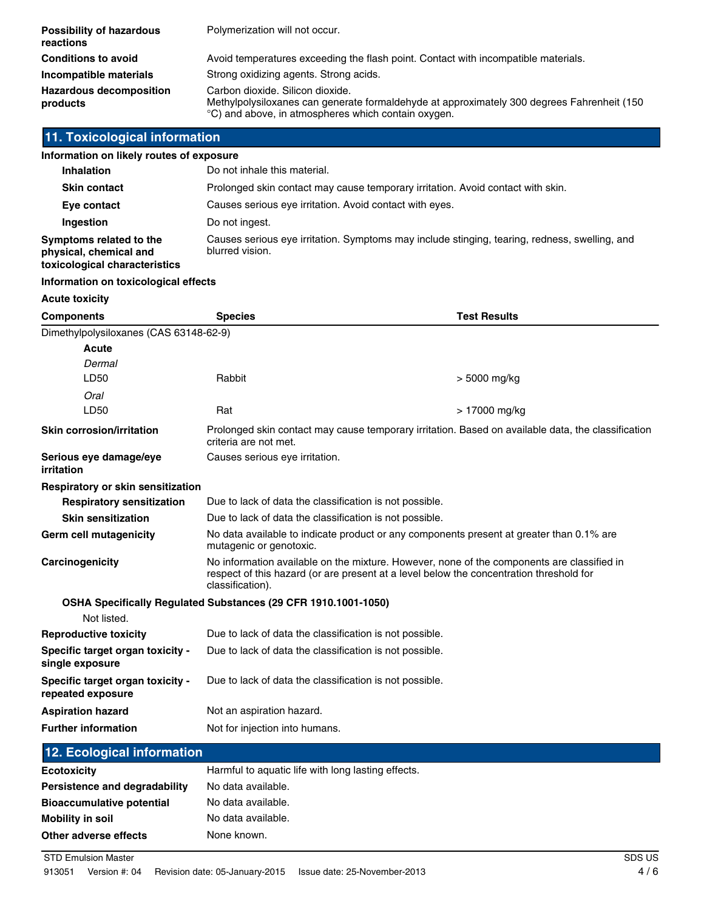**Possibility of hazardous reactions** Polymerization will not occur.

**Conditions to avoid** Avoid temperatures exceeding the flash point. Contact with incompatible materials.

**Incompatible materials** Strong oxidizing agents. Strong acids.

**Hazardous decomposition products** Carbon dioxide. Silicon dioxide.
Methylpolysiloxanes can generate formaldehyde at approximately 300 degrees Fahrenheit (150 °C) and above, in atmospheres which contain oxygen.

## 11. Toxicological information

**Information on likely routes of exposure**

**Inhalation** Do not inhale this material.

**Skin contact** Prolonged skin contact may cause temporary irritation. Avoid contact with skin.

**Eye contact** Causes serious eye irritation. Avoid contact with eyes.

**Ingestion** Do not ingest.

**Symptoms related to the physical, chemical and toxicological characteristics** Causes serious eye irritation. Symptoms may include stinging, tearing, redness, swelling, and blurred vision.

**Information on toxicological effects**

**Acute toxicity**

| Components | Species | Test Results |
|---|---|---|
| Dimethylpolysiloxanes (CAS 63148-62-9) | | |
| **Acute** | | |
| *Dermal* | | |
| LD50 | Rabbit | > 5000 mg/kg |
| *Oral* | | |
| LD50 | Rat | > 17000 mg/kg |

**Skin corrosion/irritation** Prolonged skin contact may cause temporary irritation. Based on available data, the classification criteria are not met.

**Serious eye damage/eye irritation** Causes serious eye irritation.

**Respiratory or skin sensitization**

**Respiratory sensitization** Due to lack of data the classification is not possible.

**Skin sensitization** Due to lack of data the classification is not possible.

**Germ cell mutagenicity** No data available to indicate product or any components present at greater than 0.1% are mutagenic or genotoxic.

**Carcinogenicity** No information available on the mixture. However, none of the components are classified in respect of this hazard (or are present at a level below the concentration threshold for classification).

**OSHA Specifically Regulated Substances (29 CFR 1910.1001-1050)**

Not listed.

**Reproductive toxicity** Due to lack of data the classification is not possible.

**Specific target organ toxicity - single exposure** Due to lack of data the classification is not possible.

**Specific target organ toxicity - repeated exposure** Due to lack of data the classification is not possible.

**Aspiration hazard** Not an aspiration hazard.

**Further information** Not for injection into humans.

## 12. Ecological information

**Ecotoxicity** Harmful to aquatic life with long lasting effects.

**Persistence and degradability** No data available.

**Bioaccumulative potential** No data available.

**Mobility in soil** No data available.

**Other adverse effects** None known.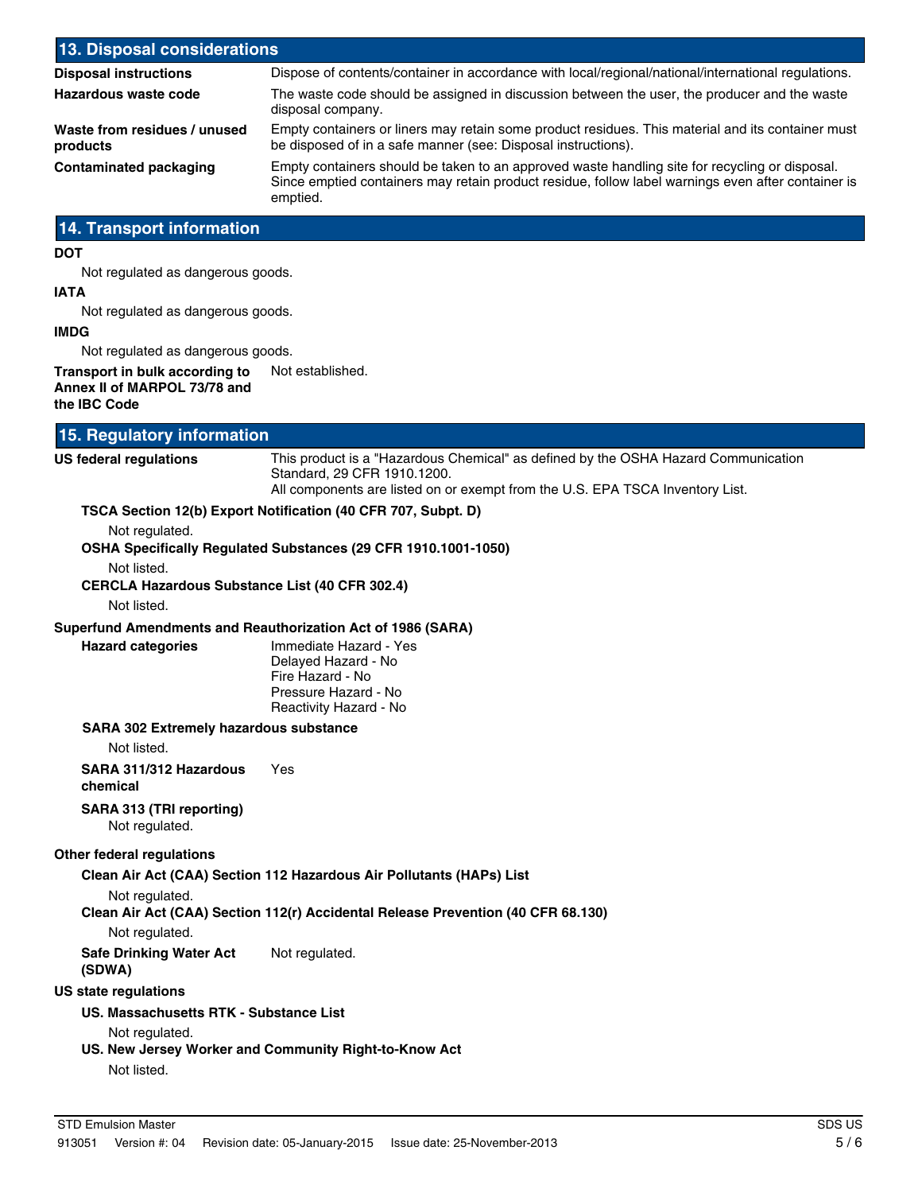## 13. Disposal considerations

**Disposal instructions** Dispose of contents/container in accordance with local/regional/national/international regulations.

**Hazardous waste code** The waste code should be assigned in discussion between the user, the producer and the waste disposal company.

**Waste from residues / unused products** Empty containers or liners may retain some product residues. This material and its container must be disposed of in a safe manner (see: Disposal instructions).

**Contaminated packaging** Empty containers should be taken to an approved waste handling site for recycling or disposal. Since emptied containers may retain product residue, follow label warnings even after container is emptied.

## 14. Transport information

**DOT**

Not regulated as dangerous goods.

**IATA**

Not regulated as dangerous goods.

**IMDG**

Not regulated as dangerous goods.

**Transport in bulk according to Annex II of MARPOL 73/78 and the IBC Code** Not established.

## 15. Regulatory information

**US federal regulations** This product is a "Hazardous Chemical" as defined by the OSHA Hazard Communication Standard, 29 CFR 1910.1200.
All components are listed on or exempt from the U.S. EPA TSCA Inventory List.

**TSCA Section 12(b) Export Notification (40 CFR 707, Subpt. D)**

Not regulated.

**OSHA Specifically Regulated Substances (29 CFR 1910.1001-1050)**

Not listed.

**CERCLA Hazardous Substance List (40 CFR 302.4)**

Not listed.

**Superfund Amendments and Reauthorization Act of 1986 (SARA)**

**Hazard categories**
Immediate Hazard - Yes
Delayed Hazard - No
Fire Hazard - No
Pressure Hazard - No
Reactivity Hazard - No

**SARA 302 Extremely hazardous substance**

Not listed.

**SARA 311/312 Hazardous chemical** Yes

**SARA 313 (TRI reporting)**

Not regulated.

**Other federal regulations**

**Clean Air Act (CAA) Section 112 Hazardous Air Pollutants (HAPs) List**

Not regulated.

**Clean Air Act (CAA) Section 112(r) Accidental Release Prevention (40 CFR 68.130)**

Not regulated.

**Safe Drinking Water Act (SDWA)** Not regulated.

**US state regulations**

**US. Massachusetts RTK - Substance List**

Not regulated.

**US. New Jersey Worker and Community Right-to-Know Act**

Not listed.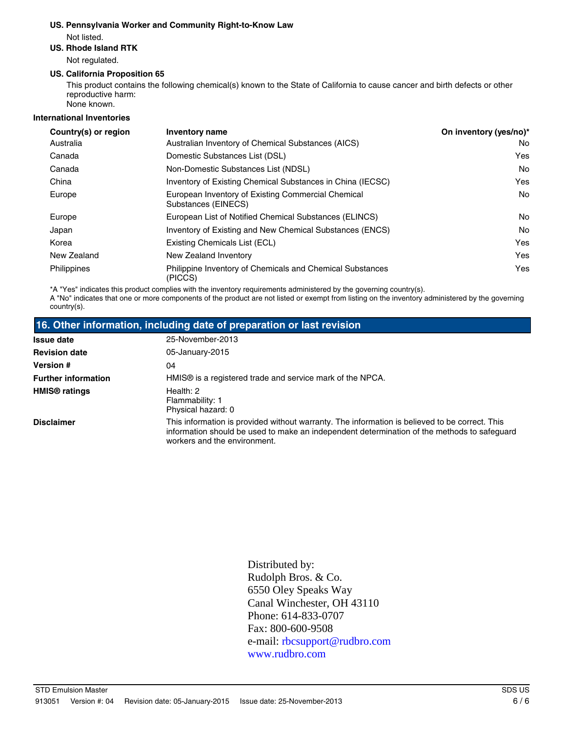**US. Pennsylvania Worker and Community Right-to-Know Law**

Not listed.

**US. Rhode Island RTK**

Not regulated.

**US. California Proposition 65**

This product contains the following chemical(s) known to the State of California to cause cancer and birth defects or other reproductive harm:
None known.

**International Inventories**

| Country(s) or region | Inventory name | On inventory (yes/no)* |
|---|---|---|
| Australia | Australian Inventory of Chemical Substances (AICS) | No |
| Canada | Domestic Substances List (DSL) | Yes |
| Canada | Non-Domestic Substances List (NDSL) | No |
| China | Inventory of Existing Chemical Substances in China (IECSC) | Yes |
| Europe | European Inventory of Existing Commercial Chemical Substances (EINECS) | No |
| Europe | European List of Notified Chemical Substances (ELINCS) | No |
| Japan | Inventory of Existing and New Chemical Substances (ENCS) | No |
| Korea | Existing Chemicals List (ECL) | Yes |
| New Zealand | New Zealand Inventory | Yes |
| Philippines | Philippine Inventory of Chemicals and Chemical Substances (PICCS) | Yes |

*A "Yes" indicates this product complies with the inventory requirements administered by the governing country(s).
A "No" indicates that one or more components of the product are not listed or exempt from listing on the inventory administered by the governing country(s).

## 16. Other information, including date of preparation or last revision

**Issue date** 25-November-2013

**Revision date** 05-January-2015

**Version #** 04

**Further information** HMIS® is a registered trade and service mark of the NPCA.

**HMIS® ratings**
Health: 2
Flammability: 1
Physical hazard: 0

**Disclaimer** This information is provided without warranty. The information is believed to be correct. This information should be used to make an independent determination of the methods to safeguard workers and the environment.

Distributed by:
Rudolph Bros. & Co.
6550 Oley Speaks Way
Canal Winchester, OH 43110
Phone: 614-833-0707
Fax: 800-600-9508
e-mail: rbcsupport@rudbro.com
www.rudbro.com